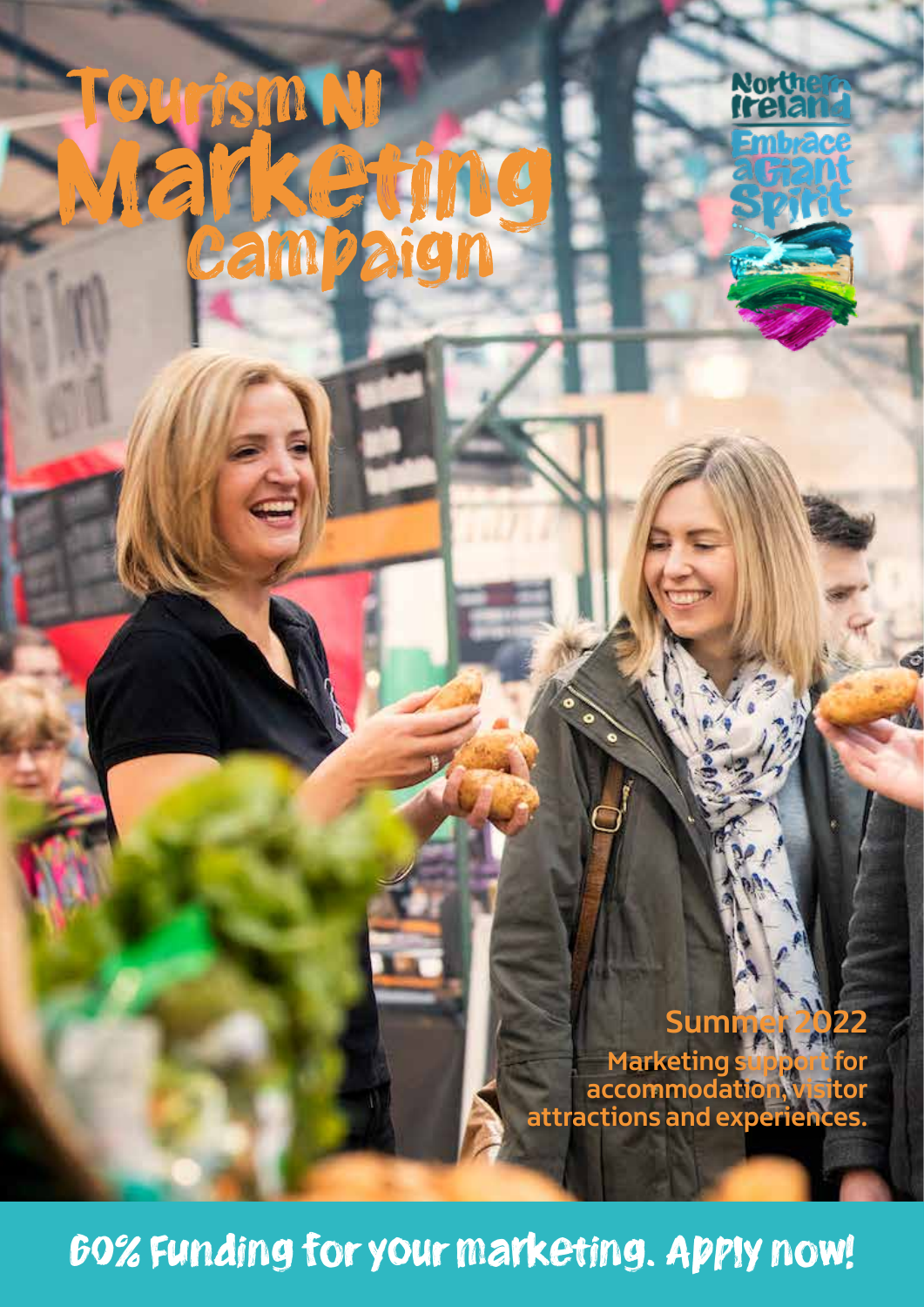# Tourism NI Marketing Campaign

Northern Ireland

Embrace a Giant Spirit

## Summer 2022

**Marketing support for accommodation, visitor attractions and experiences.**

## 60% Funding for your marketing. Apply now!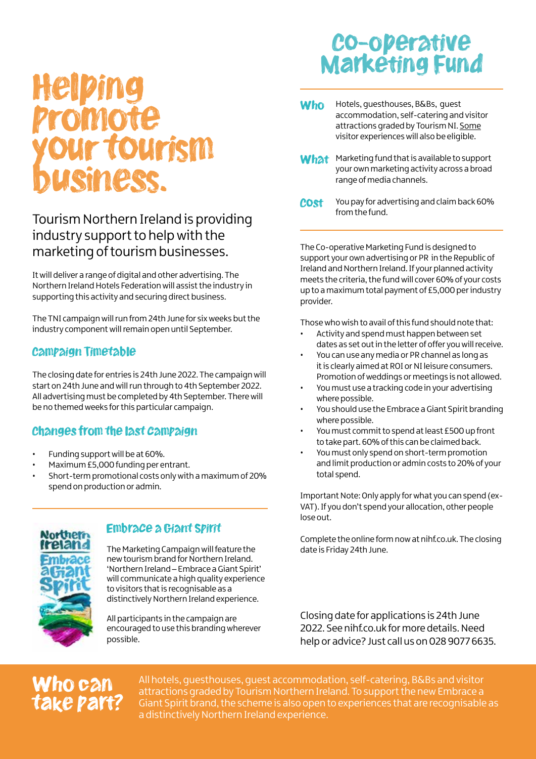# Helping promote your tourism business.

## Tourism Northern Ireland is providing industry support to help with the marketing of tourism businesses.

It will deliver a range of digital and other advertising. The Northern Ireland Hotels Federation will assist the industry in supporting this activity and securing direct business.

The TNI campaign will run from 24th June for six weeks but the industry component will remain open until September.

### Campaign Timetable

The closing date for entries is 24th June 2022. The campaign will start on 24th June and will run through to 4th September 2022. All advertising must be completed by 4th September. There will be no themed weeks for this particular campaign.

### Changes from the last campaign

- Funding support will be at 60%.
- Maximum £5,000 funding per entrant.
- Short-term promotional costs only with a maximum of 20% spend on production or admin.

### Embrace a Giant Spirit

Northern Ireland Embrace a Giant Spirit

The Marketing Campaign will feature the new tourism brand for Northern Ireland. 'Northern Ireland – Embrace a Giant Spirit' will communicate a high quality experience to visitors that is recognisable as a distinctively Northern Ireland experience.

All participants in the campaign are encouraged to use this branding wherever possible.

# Co-operative Marketing Fund

**Who** Hotels, guesthouses, B&Bs, guest accommodation, self-catering and visitor attractions graded by Tourism NI. Some visitor experiences will also be eligible.

**What** Marketing fund that is available to support your own marketing activity across a broad range of media channels.

**Cost** You pay for advertising and claim back 60% from the fund.

The Co-operative Marketing Fund is designed to support your own advertising or PR in the Republic of Ireland and Northern Ireland. If your planned activity meets the criteria, the fund will cover 60% of your costs up to a maximum total payment of £5,000 per industry provider.

Those who wish to avail of this fund should note that:

- Activity and spend must happen between set dates as set out in the letter of offer you will receive.
- You can use any media or PR channel as long as it is clearly aimed at ROI or NI leisure consumers. Promotion of weddings or meetings is not allowed.
- You must use a tracking code in your advertising where possible.
- You should use the Embrace a Giant Spirit branding where possible.
- You must commit to spend at least £500 up front to take part. 60% of this can be claimed back.
- You must only spend on short-term promotion and limit production or admin costs to 20% of your total spend.

Important Note: Only apply for what you can spend (ex-VAT). If you don't spend your allocation, other people lose out.

Complete the online form now at nihf.co.uk. The closing date is Friday 24th June.

Closing date for applications is 24th June 2022. See nihf.co.uk for more details. Need help or advice? Just call us on 028 9077 6635.

## Who can take part?

All hotels, guesthouses, guest accommodation, self-catering, B&Bs and visitor attractions graded by Tourism Northern Ireland. To support the new Embrace a Giant Spirit brand, the scheme is also open to experiences that are recognisable as a distinctively Northern Ireland experience.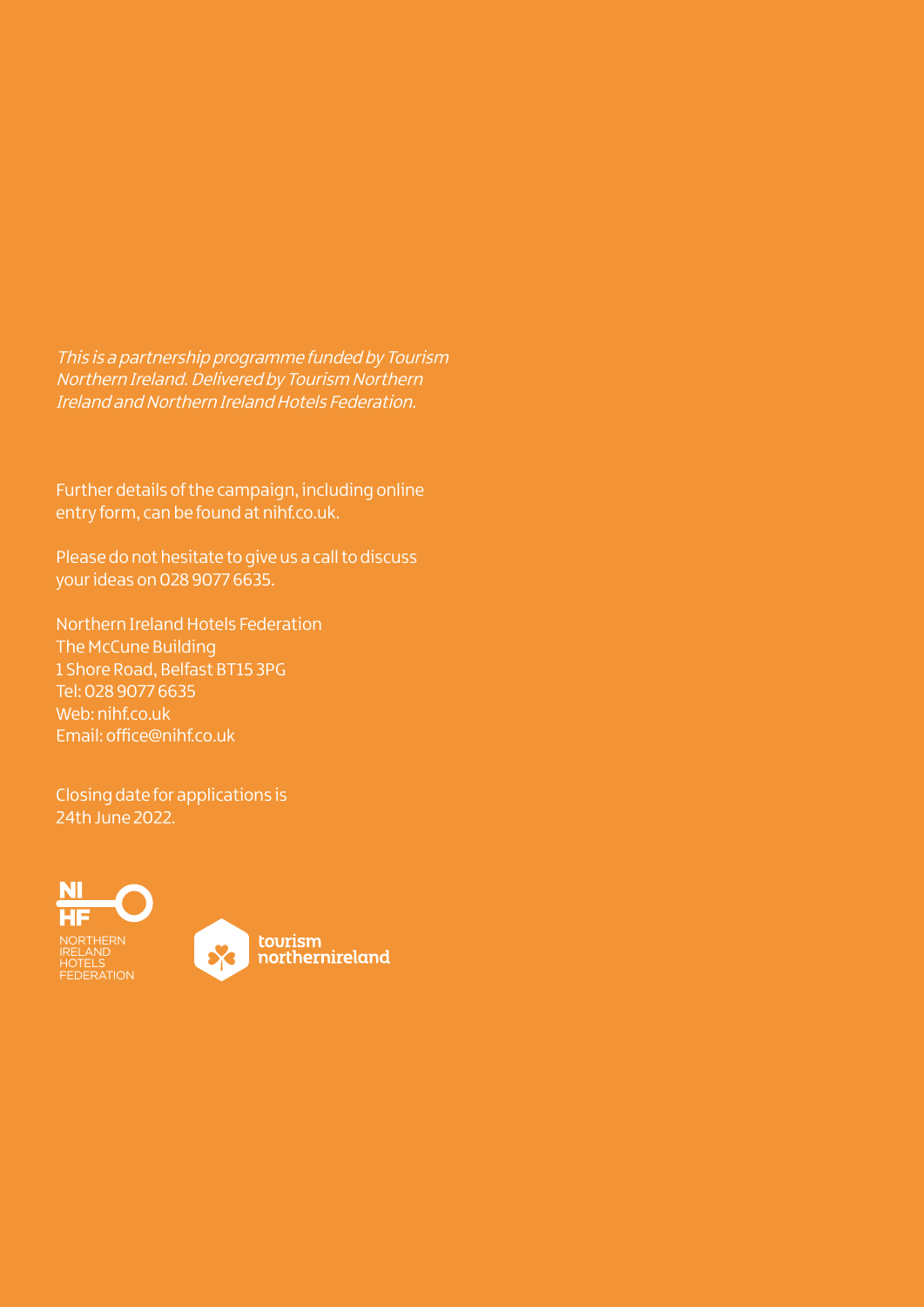*This is a partnership programme funded by Tourism Northern Ireland. Delivered by Tourism Northern Ireland and Northern Ireland Hotels Federation.*

Further details of the campaign, including online entry form, can be found at nihf.co.uk.

Please do not hesitate to give us a call to discuss your ideas on 028 9077 6635.

Northern Ireland Hotels Federation
The McCune Building
1 Shore Road, Belfast BT15 3PG
Tel: 028 9077 6635
Web: nihf.co.uk
Email: office@nihf.co.uk

Closing date for applications is 24th June 2022.

NI HF NORTHERN IRELAND HOTELS FEDERATION

tourism northernireland